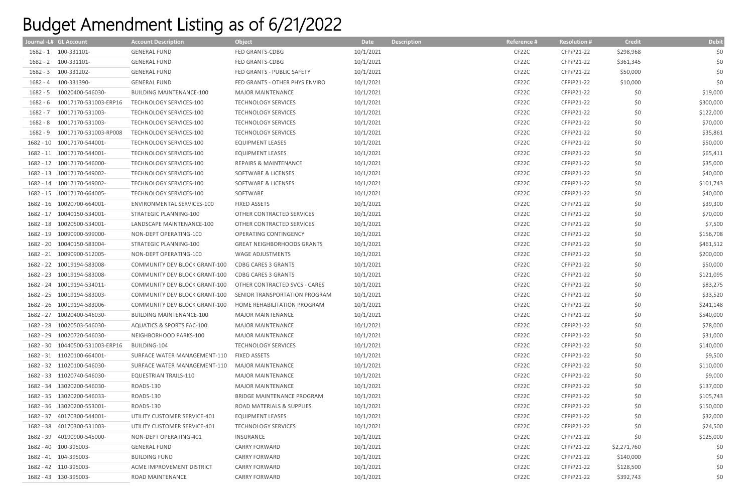# Budget Amendment Listing as of 6/21/2022

| Journal -L# | GL Account | Account Description | Object | Date | Description | Reference # | Resolution # | Credit | Debit |
|---|---|---|---|---|---|---|---|---|---|
| 1682 - 1 | 100-331101- | GENERAL FUND | FED GRANTS-CDBG | 10/1/2021 | | CF22C | CFPiP21-22 | $298,968 | $0 |
| 1682 - 2 | 100-331101- | GENERAL FUND | FED GRANTS-CDBG | 10/1/2021 | | CF22C | CFPiP21-22 | $361,345 | $0 |
| 1682 - 3 | 100-331202- | GENERAL FUND | FED GRANTS - PUBLIC SAFETY | 10/1/2021 | | CF22C | CFPiP21-22 | $50,000 | $0 |
| 1682 - 4 | 100-331390- | GENERAL FUND | FED GRANTS - OTHER PHYS ENVIRO | 10/1/2021 | | CF22C | CFPiP21-22 | $10,000 | $0 |
| 1682 - 5 | 10020400-546030- | BUILDING MAINTENANCE-100 | MAJOR MAINTENANCE | 10/1/2021 | | CF22C | CFPiP21-22 | $0 | $19,000 |
| 1682 - 6 | 10017170-531003-ERP16 | TECHNOLOGY SERVICES-100 | TECHNOLOGY SERVICES | 10/1/2021 | | CF22C | CFPiP21-22 | $0 | $300,000 |
| 1682 - 7 | 10017170-531003- | TECHNOLOGY SERVICES-100 | TECHNOLOGY SERVICES | 10/1/2021 | | CF22C | CFPiP21-22 | $0 | $122,000 |
| 1682 - 8 | 10017170-531003- | TECHNOLOGY SERVICES-100 | TECHNOLOGY SERVICES | 10/1/2021 | | CF22C | CFPiP21-22 | $0 | $70,000 |
| 1682 - 9 | 10017170-531003-RP008 | TECHNOLOGY SERVICES-100 | TECHNOLOGY SERVICES | 10/1/2021 | | CF22C | CFPiP21-22 | $0 | $35,861 |
| 1682 - 10 | 10017170-544001- | TECHNOLOGY SERVICES-100 | EQUIPMENT LEASES | 10/1/2021 | | CF22C | CFPiP21-22 | $0 | $50,000 |
| 1682 - 11 | 10017170-544001- | TECHNOLOGY SERVICES-100 | EQUIPMENT LEASES | 10/1/2021 | | CF22C | CFPiP21-22 | $0 | $65,411 |
| 1682 - 12 | 10017170-546000- | TECHNOLOGY SERVICES-100 | REPAIRS & MAINTENANCE | 10/1/2021 | | CF22C | CFPiP21-22 | $0 | $35,000 |
| 1682 - 13 | 10017170-549002- | TECHNOLOGY SERVICES-100 | SOFTWARE & LICENSES | 10/1/2021 | | CF22C | CFPiP21-22 | $0 | $40,000 |
| 1682 - 14 | 10017170-549002- | TECHNOLOGY SERVICES-100 | SOFTWARE & LICENSES | 10/1/2021 | | CF22C | CFPiP21-22 | $0 | $101,743 |
| 1682 - 15 | 10017170-664005- | TECHNOLOGY SERVICES-100 | SOFTWARE | 10/1/2021 | | CF22C | CFPiP21-22 | $0 | $40,000 |
| 1682 - 16 | 10020700-664001- | ENVIRONMENTAL SERVICES-100 | FIXED ASSETS | 10/1/2021 | | CF22C | CFPiP21-22 | $0 | $39,300 |
| 1682 - 17 | 10040150-534001- | STRATEGIC PLANNING-100 | OTHER CONTRACTED SERVICES | 10/1/2021 | | CF22C | CFPiP21-22 | $0 | $70,000 |
| 1682 - 18 | 10020500-534001- | LANDSCAPE MAINTENANCE-100 | OTHER CONTRACTED SERVICES | 10/1/2021 | | CF22C | CFPiP21-22 | $0 | $7,500 |
| 1682 - 19 | 10090900-599000- | NON-DEPT OPERATING-100 | OPERATING CONTINGENCY | 10/1/2021 | | CF22C | CFPiP21-22 | $0 | $156,708 |
| 1682 - 20 | 10040150-583004- | STRATEGIC PLANNING-100 | GREAT NEIGHBORHOODS GRANTS | 10/1/2021 | | CF22C | CFPiP21-22 | $0 | $461,512 |
| 1682 - 21 | 10090900-512005- | NON-DEPT OPERATING-100 | WAGE ADJUSTMENTS | 10/1/2021 | | CF22C | CFPiP21-22 | $0 | $200,000 |
| 1682 - 22 | 10019194-583008- | COMMUNITY DEV BLOCK GRANT-100 | CDBG CARES 3 GRANTS | 10/1/2021 | | CF22C | CFPiP21-22 | $0 | $50,000 |
| 1682 - 23 | 10019194-583008- | COMMUNITY DEV BLOCK GRANT-100 | CDBG CARES 3 GRANTS | 10/1/2021 | | CF22C | CFPiP21-22 | $0 | $121,095 |
| 1682 - 24 | 10019194-534011- | COMMUNITY DEV BLOCK GRANT-100 | OTHER CONTRACTED SVCS - CARES | 10/1/2021 | | CF22C | CFPiP21-22 | $0 | $83,275 |
| 1682 - 25 | 10019194-583003- | COMMUNITY DEV BLOCK GRANT-100 | SENIOR TRANSPORTATION PROGRAM | 10/1/2021 | | CF22C | CFPiP21-22 | $0 | $33,520 |
| 1682 - 26 | 10019194-583006- | COMMUNITY DEV BLOCK GRANT-100 | HOME REHABILITATION PROGRAM | 10/1/2021 | | CF22C | CFPiP21-22 | $0 | $241,148 |
| 1682 - 27 | 10020400-546030- | BUILDING MAINTENANCE-100 | MAJOR MAINTENANCE | 10/1/2021 | | CF22C | CFPiP21-22 | $0 | $540,000 |
| 1682 - 28 | 10020503-546030- | AQUATICS & SPORTS FAC-100 | MAJOR MAINTENANCE | 10/1/2021 | | CF22C | CFPiP21-22 | $0 | $78,000 |
| 1682 - 29 | 10020720-546030- | NEIGHBORHOOD PARKS-100 | MAJOR MAINTENANCE | 10/1/2021 | | CF22C | CFPiP21-22 | $0 | $31,000 |
| 1682 - 30 | 10440500-531003-ERP16 | BUILDING-104 | TECHNOLOGY SERVICES | 10/1/2021 | | CF22C | CFPiP21-22 | $0 | $140,000 |
| 1682 - 31 | 11020100-664001- | SURFACE WATER MANAGEMENT-110 | FIXED ASSETS | 10/1/2021 | | CF22C | CFPiP21-22 | $0 | $9,500 |
| 1682 - 32 | 11020100-546030- | SURFACE WATER MANAGEMENT-110 | MAJOR MAINTENANCE | 10/1/2021 | | CF22C | CFPiP21-22 | $0 | $110,000 |
| 1682 - 33 | 11020740-546030- | EQUESTRIAN TRAILS-110 | MAJOR MAINTENANCE | 10/1/2021 | | CF22C | CFPiP21-22 | $0 | $9,000 |
| 1682 - 34 | 13020200-546030- | ROADS-130 | MAJOR MAINTENANCE | 10/1/2021 | | CF22C | CFPiP21-22 | $0 | $137,000 |
| 1682 - 35 | 13020200-546033- | ROADS-130 | BRIDGE MAINTENANCE PROGRAM | 10/1/2021 | | CF22C | CFPiP21-22 | $0 | $105,743 |
| 1682 - 36 | 13020200-553001- | ROADS-130 | ROAD MATERIALS & SUPPLIES | 10/1/2021 | | CF22C | CFPiP21-22 | $0 | $150,000 |
| 1682 - 37 | 40170300-544001- | UTILITY CUSTOMER SERVICE-401 | EQUIPMENT LEASES | 10/1/2021 | | CF22C | CFPiP21-22 | $0 | $32,000 |
| 1682 - 38 | 40170300-531003- | UTILITY CUSTOMER SERVICE-401 | TECHNOLOGY SERVICES | 10/1/2021 | | CF22C | CFPiP21-22 | $0 | $24,500 |
| 1682 - 39 | 40190900-545000- | NON-DEPT OPERATING-401 | INSURANCE | 10/1/2021 | | CF22C | CFPiP21-22 | $0 | $125,000 |
| 1682 - 40 | 100-395003- | GENERAL FUND | CARRY FORWARD | 10/1/2021 | | CF22C | CFPiP21-22 | $2,271,760 | $0 |
| 1682 - 41 | 104-395003- | BUILDING FUND | CARRY FORWARD | 10/1/2021 | | CF22C | CFPiP21-22 | $140,000 | $0 |
| 1682 - 42 | 110-395003- | ACME IMPROVEMENT DISTRICT | CARRY FORWARD | 10/1/2021 | | CF22C | CFPiP21-22 | $128,500 | $0 |
| 1682 - 43 | 130-395003- | ROAD MAINTENANCE | CARRY FORWARD | 10/1/2021 | | CF22C | CFPiP21-22 | $392,743 | $0 |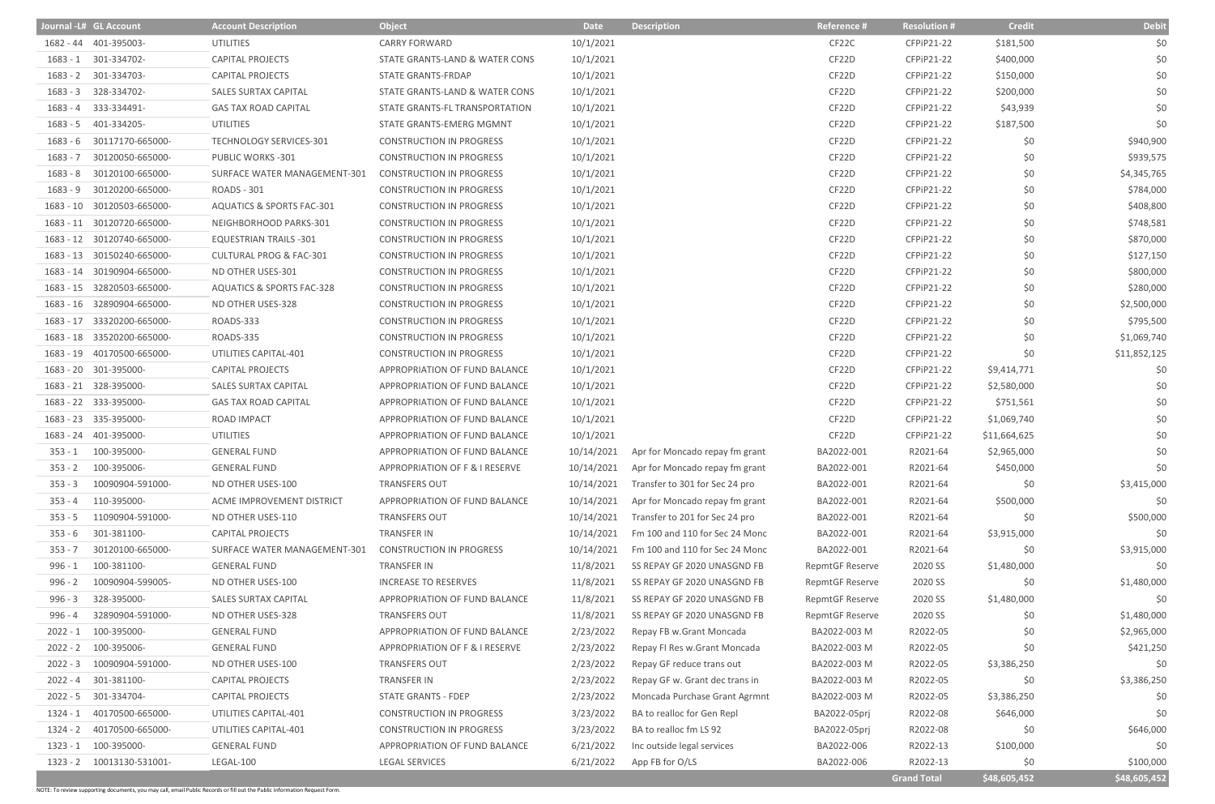| Journal -L# | GL Account | Account Description | Object | Date | Description | Reference # | Resolution # | Credit | Debit |
|---|---|---|---|---|---|---|---|---|---|
| 1682 - 44 | 401-395003- | UTILITIES | CARRY FORWARD | 10/1/2021 | | CF22C | CFPiP21-22 | $181,500 | $0 |
| 1683 - 1 | 301-334702- | CAPITAL PROJECTS | STATE GRANTS-LAND & WATER CONS | 10/1/2021 | | CF22D | CFPiP21-22 | $400,000 | $0 |
| 1683 - 2 | 301-334703- | CAPITAL PROJECTS | STATE GRANTS-FRDAP | 10/1/2021 | | CF22D | CFPiP21-22 | $150,000 | $0 |
| 1683 - 3 | 328-334702- | SALES SURTAX CAPITAL | STATE GRANTS-LAND & WATER CONS | 10/1/2021 | | CF22D | CFPiP21-22 | $200,000 | $0 |
| 1683 - 4 | 333-334491- | GAS TAX ROAD CAPITAL | STATE GRANTS-FL TRANSPORTATION | 10/1/2021 | | CF22D | CFPiP21-22 | $43,939 | $0 |
| 1683 - 5 | 401-334205- | UTILITIES | STATE GRANTS-EMERG MGMNT | 10/1/2021 | | CF22D | CFPiP21-22 | $187,500 | $0 |
| 1683 - 6 | 30117170-665000- | TECHNOLOGY SERVICES-301 | CONSTRUCTION IN PROGRESS | 10/1/2021 | | CF22D | CFPiP21-22 | $0 | $940,900 |
| 1683 - 7 | 30120050-665000- | PUBLIC WORKS -301 | CONSTRUCTION IN PROGRESS | 10/1/2021 | | CF22D | CFPiP21-22 | $0 | $939,575 |
| 1683 - 8 | 30120100-665000- | SURFACE WATER MANAGEMENT-301 | CONSTRUCTION IN PROGRESS | 10/1/2021 | | CF22D | CFPiP21-22 | $0 | $4,345,765 |
| 1683 - 9 | 30120200-665000- | ROADS - 301 | CONSTRUCTION IN PROGRESS | 10/1/2021 | | CF22D | CFPiP21-22 | $0 | $784,000 |
| 1683 - 10 | 30120503-665000- | AQUATICS & SPORTS FAC-301 | CONSTRUCTION IN PROGRESS | 10/1/2021 | | CF22D | CFPiP21-22 | $0 | $408,800 |
| 1683 - 11 | 30120720-665000- | NEIGHBORHOOD PARKS-301 | CONSTRUCTION IN PROGRESS | 10/1/2021 | | CF22D | CFPiP21-22 | $0 | $748,581 |
| 1683 - 12 | 30120740-665000- | EQUESTRIAN TRAILS -301 | CONSTRUCTION IN PROGRESS | 10/1/2021 | | CF22D | CFPiP21-22 | $0 | $870,000 |
| 1683 - 13 | 30150240-665000- | CULTURAL PROG & FAC-301 | CONSTRUCTION IN PROGRESS | 10/1/2021 | | CF22D | CFPiP21-22 | $0 | $127,150 |
| 1683 - 14 | 30190904-665000- | ND OTHER USES-301 | CONSTRUCTION IN PROGRESS | 10/1/2021 | | CF22D | CFPiP21-22 | $0 | $800,000 |
| 1683 - 15 | 32820503-665000- | AQUATICS & SPORTS FAC-328 | CONSTRUCTION IN PROGRESS | 10/1/2021 | | CF22D | CFPiP21-22 | $0 | $280,000 |
| 1683 - 16 | 32890904-665000- | ND OTHER USES-328 | CONSTRUCTION IN PROGRESS | 10/1/2021 | | CF22D | CFPiP21-22 | $0 | $2,500,000 |
| 1683 - 17 | 33320200-665000- | ROADS-333 | CONSTRUCTION IN PROGRESS | 10/1/2021 | | CF22D | CFPiP21-22 | $0 | $795,500 |
| 1683 - 18 | 33520200-665000- | ROADS-335 | CONSTRUCTION IN PROGRESS | 10/1/2021 | | CF22D | CFPiP21-22 | $0 | $1,069,740 |
| 1683 - 19 | 40170500-665000- | UTILITIES CAPITAL-401 | CONSTRUCTION IN PROGRESS | 10/1/2021 | | CF22D | CFPiP21-22 | $0 | $11,852,125 |
| 1683 - 20 | 301-395000- | CAPITAL PROJECTS | APPROPRIATION OF FUND BALANCE | 10/1/2021 | | CF22D | CFPiP21-22 | $9,414,771 | $0 |
| 1683 - 21 | 328-395000- | SALES SURTAX CAPITAL | APPROPRIATION OF FUND BALANCE | 10/1/2021 | | CF22D | CFPiP21-22 | $2,580,000 | $0 |
| 1683 - 22 | 333-395000- | GAS TAX ROAD CAPITAL | APPROPRIATION OF FUND BALANCE | 10/1/2021 | | CF22D | CFPiP21-22 | $751,561 | $0 |
| 1683 - 23 | 335-395000- | ROAD IMPACT | APPROPRIATION OF FUND BALANCE | 10/1/2021 | | CF22D | CFPiP21-22 | $1,069,740 | $0 |
| 1683 - 24 | 401-395000- | UTILITIES | APPROPRIATION OF FUND BALANCE | 10/1/2021 | | CF22D | CFPiP21-22 | $11,664,625 | $0 |
| 353 - 1 | 100-395000- | GENERAL FUND | APPROPRIATION OF FUND BALANCE | 10/14/2021 | Apr for Moncado repay fm grant | BA2022-001 | R2021-64 | $2,965,000 | $0 |
| 353 - 2 | 100-395006- | GENERAL FUND | APPROPRIATION OF F & I RESERVE | 10/14/2021 | Apr for Moncado repay fm grant | BA2022-001 | R2021-64 | $450,000 | $0 |
| 353 - 3 | 10090904-591000- | ND OTHER USES-100 | TRANSFERS OUT | 10/14/2021 | Transfer to 301 for Sec 24 pro | BA2022-001 | R2021-64 | $0 | $3,415,000 |
| 353 - 4 | 110-395000- | ACME IMPROVEMENT DISTRICT | APPROPRIATION OF FUND BALANCE | 10/14/2021 | Apr for Moncado repay fm grant | BA2022-001 | R2021-64 | $500,000 | $0 |
| 353 - 5 | 11090904-591000- | ND OTHER USES-110 | TRANSFERS OUT | 10/14/2021 | Transfer to 201 for Sec 24 pro | BA2022-001 | R2021-64 | $0 | $500,000 |
| 353 - 6 | 301-381100- | CAPITAL PROJECTS | TRANSFER IN | 10/14/2021 | Fm 100 and 110 for Sec 24 Monc | BA2022-001 | R2021-64 | $3,915,000 | $0 |
| 353 - 7 | 30120100-665000- | SURFACE WATER MANAGEMENT-301 | CONSTRUCTION IN PROGRESS | 10/14/2021 | Fm 100 and 110 for Sec 24 Monc | BA2022-001 | R2021-64 | $0 | $3,915,000 |
| 996 - 1 | 100-381100- | GENERAL FUND | TRANSFER IN | 11/8/2021 | SS REPAY GF 2020 UNASGND FB | RepmtGF Reserve | 2020 SS | $1,480,000 | $0 |
| 996 - 2 | 10090904-599005- | ND OTHER USES-100 | INCREASE TO RESERVES | 11/8/2021 | SS REPAY GF 2020 UNASGND FB | RepmtGF Reserve | 2020 SS | $0 | $1,480,000 |
| 996 - 3 | 328-395000- | SALES SURTAX CAPITAL | APPROPRIATION OF FUND BALANCE | 11/8/2021 | SS REPAY GF 2020 UNASGND FB | RepmtGF Reserve | 2020 SS | $1,480,000 | $0 |
| 996 - 4 | 32890904-591000- | ND OTHER USES-328 | TRANSFERS OUT | 11/8/2021 | SS REPAY GF 2020 UNASGND FB | RepmtGF Reserve | 2020 SS | $0 | $1,480,000 |
| 2022 - 1 | 100-395000- | GENERAL FUND | APPROPRIATION OF FUND BALANCE | 2/23/2022 | Repay FB w.Grant Moncada | BA2022-003 M | R2022-05 | $0 | $2,965,000 |
| 2022 - 2 | 100-395006- | GENERAL FUND | APPROPRIATION OF F & I RESERVE | 2/23/2022 | Repay FI Res w.Grant Moncada | BA2022-003 M | R2022-05 | $0 | $421,250 |
| 2022 - 3 | 10090904-591000- | ND OTHER USES-100 | TRANSFERS OUT | 2/23/2022 | Repay GF reduce trans out | BA2022-003 M | R2022-05 | $3,386,250 | $0 |
| 2022 - 4 | 301-381100- | CAPITAL PROJECTS | TRANSFER IN | 2/23/2022 | Repay GF w. Grant dec trans in | BA2022-003 M | R2022-05 | $0 | $3,386,250 |
| 2022 - 5 | 301-334704- | CAPITAL PROJECTS | STATE GRANTS - FDEP | 2/23/2022 | Moncada Purchase Grant Agrmnt | BA2022-003 M | R2022-05 | $3,386,250 | $0 |
| 1324 - 1 | 40170500-665000- | UTILITIES CAPITAL-401 | CONSTRUCTION IN PROGRESS | 3/23/2022 | BA to realloc for Gen Repl | BA2022-05prj | R2022-08 | $646,000 | $0 |
| 1324 - 2 | 40170500-665000- | UTILITIES CAPITAL-401 | CONSTRUCTION IN PROGRESS | 3/23/2022 | BA to realloc fm LS 92 | BA2022-05prj | R2022-08 | $0 | $646,000 |
| 1323 - 1 | 100-395000- | GENERAL FUND | APPROPRIATION OF FUND BALANCE | 6/21/2022 | Inc outside legal services | BA2022-006 | R2022-13 | $100,000 | $0 |
| 1323 - 2 | 10013130-531001- | LEGAL-100 | LEGAL SERVICES | 6/21/2022 | App FB for O/LS | BA2022-006 | R2022-13 | $0 | $100,000 |
| | | | | | | | Grand Total | $48,605,452 | $48,605,452 |

NOTE: To review supporting documents, you may call, email Public Records or fill out the Public Information Request Form.